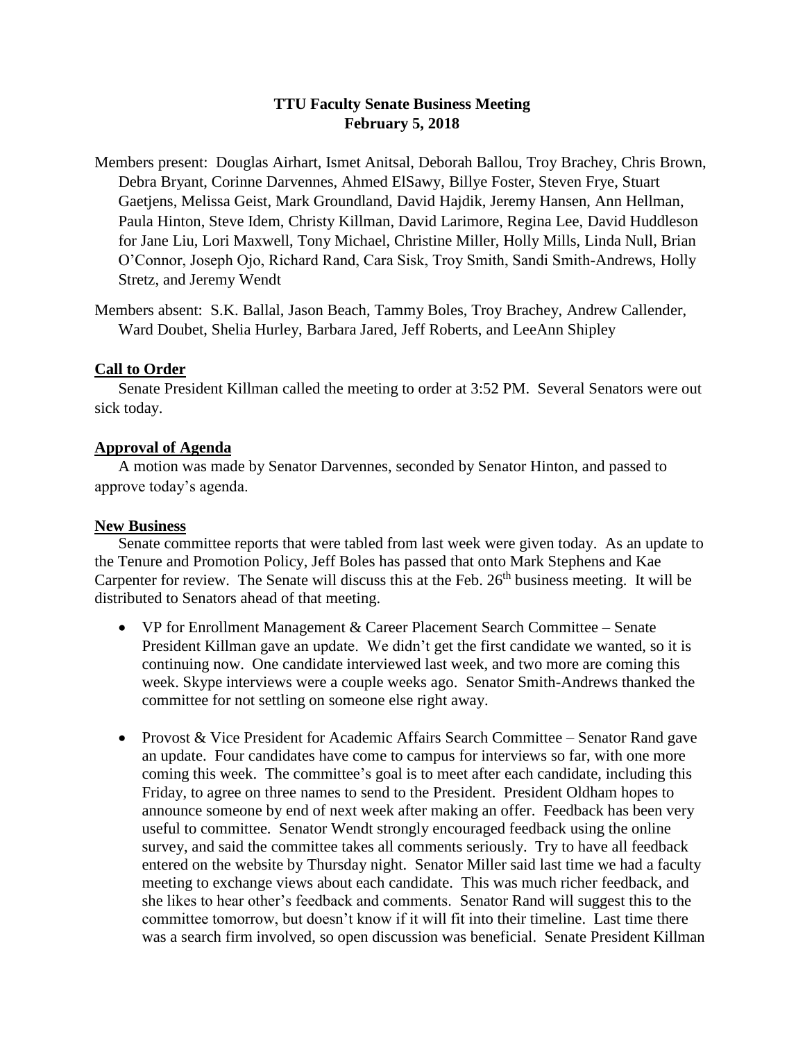# TTU Faculty Senate Business Meeting
## February 5, 2018

Members present: Douglas Airhart, Ismet Anitsal, Deborah Ballou, Troy Brachey, Chris Brown, Debra Bryant, Corinne Darvennes, Ahmed ElSawy, Billye Foster, Steven Frye, Stuart Gaetjens, Melissa Geist, Mark Groundland, David Hajdik, Jeremy Hansen, Ann Hellman, Paula Hinton, Steve Idem, Christy Killman, David Larimore, Regina Lee, David Huddleson for Jane Liu, Lori Maxwell, Tony Michael, Christine Miller, Holly Mills, Linda Null, Brian O'Connor, Joseph Ojo, Richard Rand, Cara Sisk, Troy Smith, Sandi Smith-Andrews, Holly Stretz, and Jeremy Wendt

Members absent: S.K. Ballal, Jason Beach, Tammy Boles, Troy Brachey, Andrew Callender, Ward Doubet, Shelia Hurley, Barbara Jared, Jeff Roberts, and LeeAnn Shipley

**Call to Order**

Senate President Killman called the meeting to order at 3:52 PM. Several Senators were out sick today.

**Approval of Agenda**

A motion was made by Senator Darvennes, seconded by Senator Hinton, and passed to approve today's agenda.

**New Business**

Senate committee reports that were tabled from last week were given today. As an update to the Tenure and Promotion Policy, Jeff Boles has passed that onto Mark Stephens and Kae Carpenter for review. The Senate will discuss this at the Feb. 26th business meeting. It will be distributed to Senators ahead of that meeting.

- VP for Enrollment Management & Career Placement Search Committee – Senate President Killman gave an update. We didn't get the first candidate we wanted, so it is continuing now. One candidate interviewed last week, and two more are coming this week. Skype interviews were a couple weeks ago. Senator Smith-Andrews thanked the committee for not settling on someone else right away.

- Provost & Vice President for Academic Affairs Search Committee – Senator Rand gave an update. Four candidates have come to campus for interviews so far, with one more coming this week. The committee's goal is to meet after each candidate, including this Friday, to agree on three names to send to the President. President Oldham hopes to announce someone by end of next week after making an offer. Feedback has been very useful to committee. Senator Wendt strongly encouraged feedback using the online survey, and said the committee takes all comments seriously. Try to have all feedback entered on the website by Thursday night. Senator Miller said last time we had a faculty meeting to exchange views about each candidate. This was much richer feedback, and she likes to hear other's feedback and comments. Senator Rand will suggest this to the committee tomorrow, but doesn't know if it will fit into their timeline. Last time there was a search firm involved, so open discussion was beneficial. Senate President Killman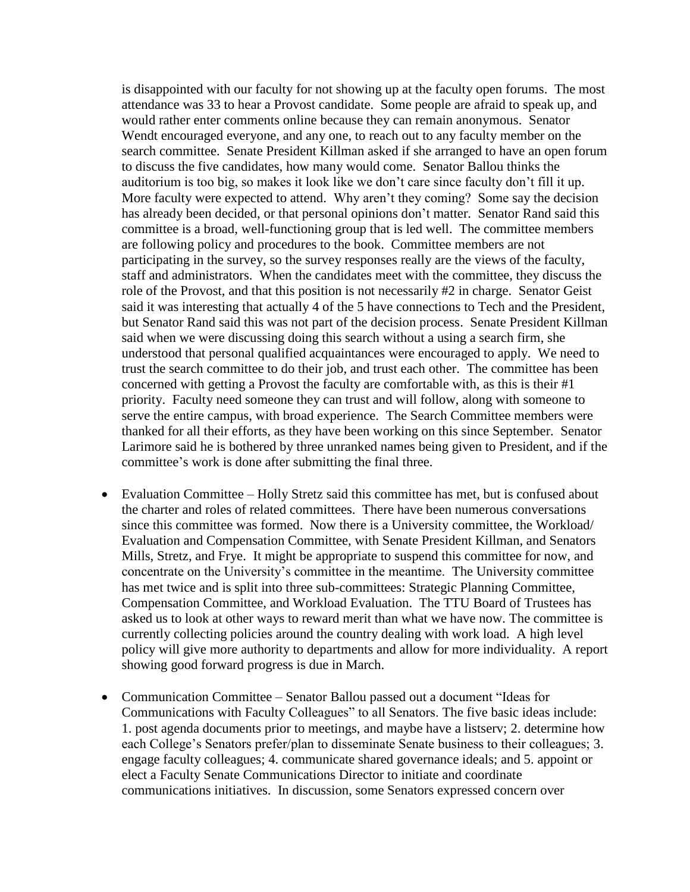is disappointed with our faculty for not showing up at the faculty open forums. The most attendance was 33 to hear a Provost candidate. Some people are afraid to speak up, and would rather enter comments online because they can remain anonymous. Senator Wendt encouraged everyone, and any one, to reach out to any faculty member on the search committee. Senate President Killman asked if she arranged to have an open forum to discuss the five candidates, how many would come. Senator Ballou thinks the auditorium is too big, so makes it look like we don't care since faculty don't fill it up. More faculty were expected to attend. Why aren't they coming? Some say the decision has already been decided, or that personal opinions don't matter. Senator Rand said this committee is a broad, well-functioning group that is led well. The committee members are following policy and procedures to the book. Committee members are not participating in the survey, so the survey responses really are the views of the faculty, staff and administrators. When the candidates meet with the committee, they discuss the role of the Provost, and that this position is not necessarily #2 in charge. Senator Geist said it was interesting that actually 4 of the 5 have connections to Tech and the President, but Senator Rand said this was not part of the decision process. Senate President Killman said when we were discussing doing this search without a using a search firm, she understood that personal qualified acquaintances were encouraged to apply. We need to trust the search committee to do their job, and trust each other. The committee has been concerned with getting a Provost the faculty are comfortable with, as this is their #1 priority. Faculty need someone they can trust and will follow, along with someone to serve the entire campus, with broad experience. The Search Committee members were thanked for all their efforts, as they have been working on this since September. Senator Larimore said he is bothered by three unranked names being given to President, and if the committee's work is done after submitting the final three.

- Evaluation Committee – Holly Stretz said this committee has met, but is confused about the charter and roles of related committees. There have been numerous conversations since this committee was formed. Now there is a University committee, the Workload/ Evaluation and Compensation Committee, with Senate President Killman, and Senators Mills, Stretz, and Frye. It might be appropriate to suspend this committee for now, and concentrate on the University's committee in the meantime. The University committee has met twice and is split into three sub-committees: Strategic Planning Committee, Compensation Committee, and Workload Evaluation. The TTU Board of Trustees has asked us to look at other ways to reward merit than what we have now. The committee is currently collecting policies around the country dealing with work load. A high level policy will give more authority to departments and allow for more individuality. A report showing good forward progress is due in March.

- Communication Committee – Senator Ballou passed out a document "Ideas for Communications with Faculty Colleagues" to all Senators. The five basic ideas include: 1. post agenda documents prior to meetings, and maybe have a listserv; 2. determine how each College's Senators prefer/plan to disseminate Senate business to their colleagues; 3. engage faculty colleagues; 4. communicate shared governance ideals; and 5. appoint or elect a Faculty Senate Communications Director to initiate and coordinate communications initiatives. In discussion, some Senators expressed concern over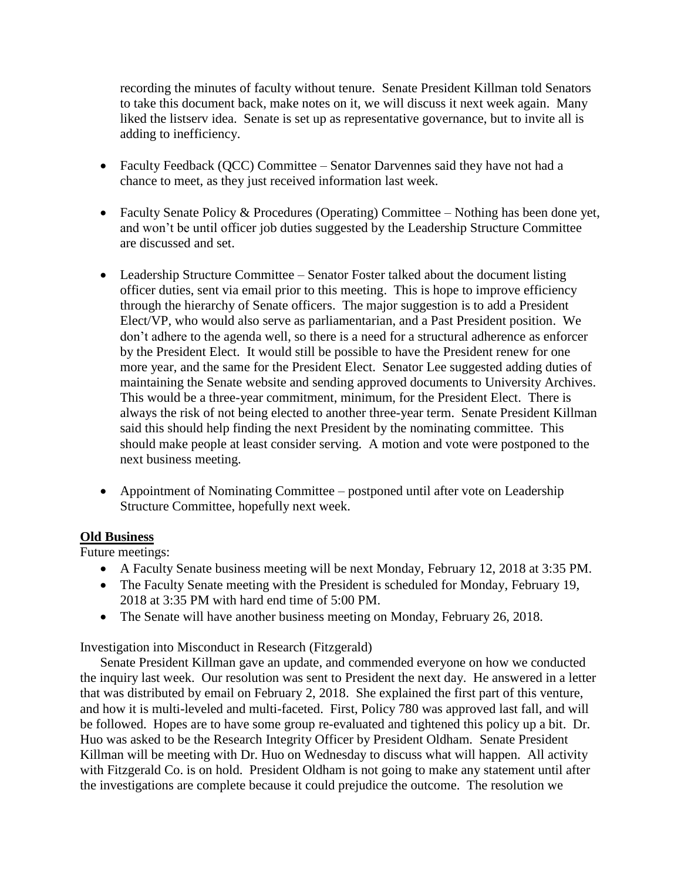recording the minutes of faculty without tenure. Senate President Killman told Senators to take this document back, make notes on it, we will discuss it next week again. Many liked the listserv idea. Senate is set up as representative governance, but to invite all is adding to inefficiency.

- Faculty Feedback (QCC) Committee – Senator Darvennes said they have not had a chance to meet, as they just received information last week.
- Faculty Senate Policy & Procedures (Operating) Committee – Nothing has been done yet, and won't be until officer job duties suggested by the Leadership Structure Committee are discussed and set.
- Leadership Structure Committee – Senator Foster talked about the document listing officer duties, sent via email prior to this meeting. This is hope to improve efficiency through the hierarchy of Senate officers. The major suggestion is to add a President Elect/VP, who would also serve as parliamentarian, and a Past President position. We don't adhere to the agenda well, so there is a need for a structural adherence as enforcer by the President Elect. It would still be possible to have the President renew for one more year, and the same for the President Elect. Senator Lee suggested adding duties of maintaining the Senate website and sending approved documents to University Archives. This would be a three-year commitment, minimum, for the President Elect. There is always the risk of not being elected to another three-year term. Senate President Killman said this should help finding the next President by the nominating committee. This should make people at least consider serving. A motion and vote were postponed to the next business meeting.
- Appointment of Nominating Committee – postponed until after vote on Leadership Structure Committee, hopefully next week.

## Old Business

Future meetings:

- A Faculty Senate business meeting will be next Monday, February 12, 2018 at 3:35 PM.
- The Faculty Senate meeting with the President is scheduled for Monday, February 19, 2018 at 3:35 PM with hard end time of 5:00 PM.
- The Senate will have another business meeting on Monday, February 26, 2018.

Investigation into Misconduct in Research (Fitzgerald)

Senate President Killman gave an update, and commended everyone on how we conducted the inquiry last week. Our resolution was sent to President the next day. He answered in a letter that was distributed by email on February 2, 2018. She explained the first part of this venture, and how it is multi-leveled and multi-faceted. First, Policy 780 was approved last fall, and will be followed. Hopes are to have some group re-evaluated and tightened this policy up a bit. Dr. Huo was asked to be the Research Integrity Officer by President Oldham. Senate President Killman will be meeting with Dr. Huo on Wednesday to discuss what will happen. All activity with Fitzgerald Co. is on hold. President Oldham is not going to make any statement until after the investigations are complete because it could prejudice the outcome. The resolution we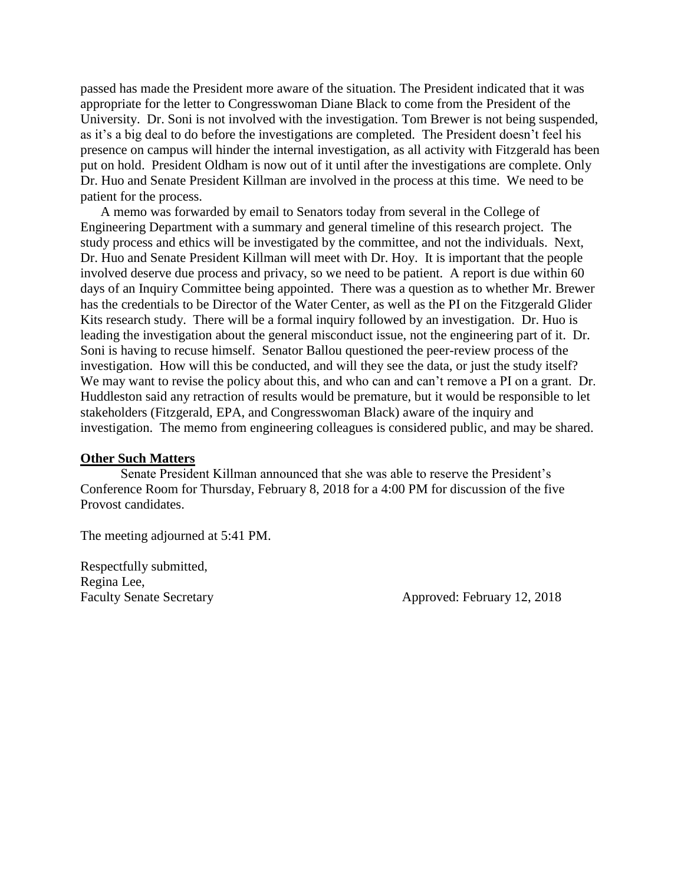passed has made the President more aware of the situation. The President indicated that it was appropriate for the letter to Congresswoman Diane Black to come from the President of the University. Dr. Soni is not involved with the investigation. Tom Brewer is not being suspended, as it's a big deal to do before the investigations are completed. The President doesn't feel his presence on campus will hinder the internal investigation, as all activity with Fitzgerald has been put on hold. President Oldham is now out of it until after the investigations are complete. Only Dr. Huo and Senate President Killman are involved in the process at this time. We need to be patient for the process.

A memo was forwarded by email to Senators today from several in the College of Engineering Department with a summary and general timeline of this research project. The study process and ethics will be investigated by the committee, and not the individuals. Next, Dr. Huo and Senate President Killman will meet with Dr. Hoy. It is important that the people involved deserve due process and privacy, so we need to be patient. A report is due within 60 days of an Inquiry Committee being appointed. There was a question as to whether Mr. Brewer has the credentials to be Director of the Water Center, as well as the PI on the Fitzgerald Glider Kits research study. There will be a formal inquiry followed by an investigation. Dr. Huo is leading the investigation about the general misconduct issue, not the engineering part of it. Dr. Soni is having to recuse himself. Senator Ballou questioned the peer-review process of the investigation. How will this be conducted, and will they see the data, or just the study itself? We may want to revise the policy about this, and who can and can't remove a PI on a grant. Dr. Huddleston said any retraction of results would be premature, but it would be responsible to let stakeholders (Fitzgerald, EPA, and Congresswoman Black) aware of the inquiry and investigation. The memo from engineering colleagues is considered public, and may be shared.

**Other Such Matters**

Senate President Killman announced that she was able to reserve the President's Conference Room for Thursday, February 8, 2018 for a 4:00 PM for discussion of the five Provost candidates.

The meeting adjourned at 5:41 PM.

Respectfully submitted,
Regina Lee,
Faculty Senate Secretary

Approved: February 12, 2018